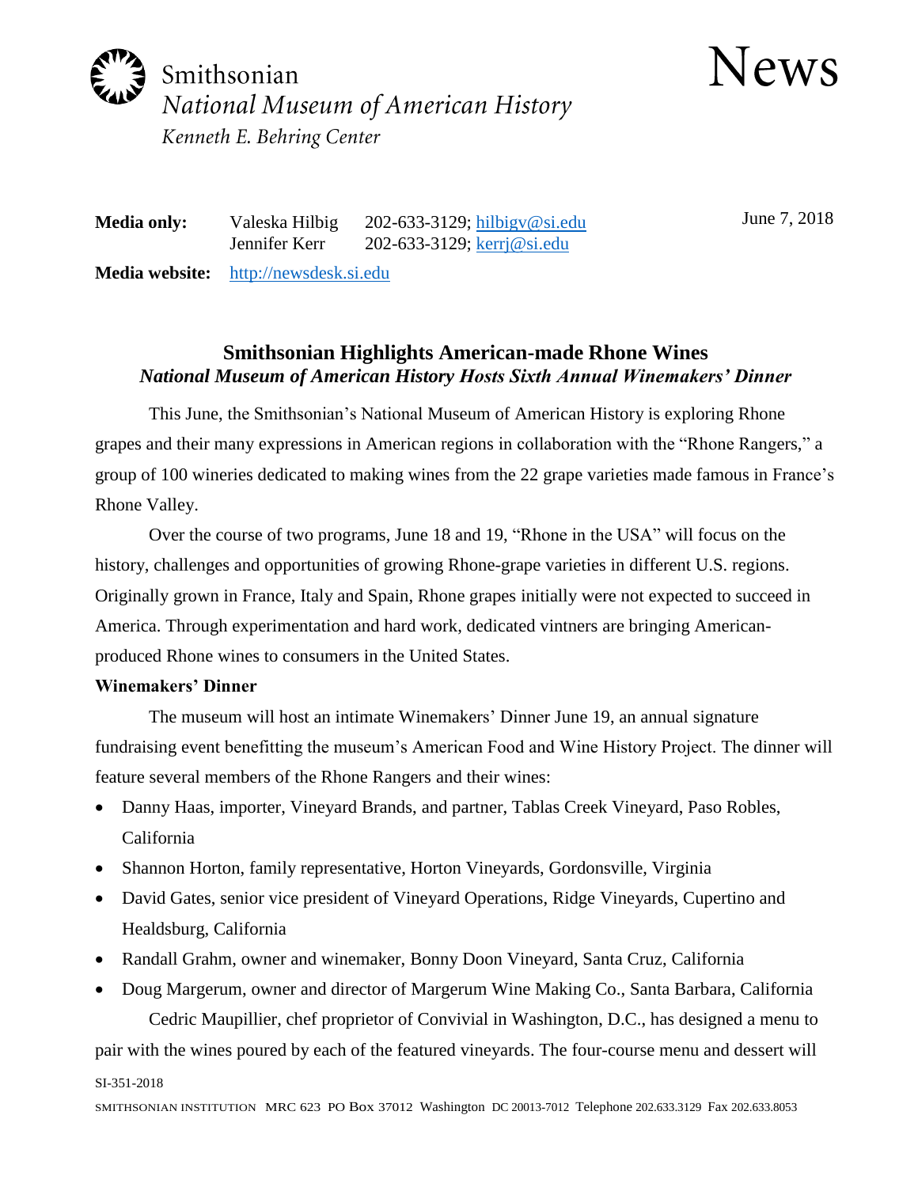Smithsonian
*National Museum of American History*
*Kenneth E. Behring Center*

# News

**Media only:** Valeska Hilbig 202-633-3129; hilbigv@si.edu
Jennifer Kerr 202-633-3129; kerrj@si.edu

June 7, 2018

**Media website:** http://newsdesk.si.edu

## Smithsonian Highlights American-made Rhone Wines

***National Museum of American History Hosts Sixth Annual Winemakers' Dinner***

This June, the Smithsonian's National Museum of American History is exploring Rhone grapes and their many expressions in American regions in collaboration with the "Rhone Rangers," a group of 100 wineries dedicated to making wines from the 22 grape varieties made famous in France's Rhone Valley.

Over the course of two programs, June 18 and 19, "Rhone in the USA" will focus on the history, challenges and opportunities of growing Rhone-grape varieties in different U.S. regions. Originally grown in France, Italy and Spain, Rhone grapes initially were not expected to succeed in America. Through experimentation and hard work, dedicated vintners are bringing American-produced Rhone wines to consumers in the United States.

**Winemakers' Dinner**

The museum will host an intimate Winemakers' Dinner June 19, an annual signature fundraising event benefitting the museum's American Food and Wine History Project. The dinner will feature several members of the Rhone Rangers and their wines:

- Danny Haas, importer, Vineyard Brands, and partner, Tablas Creek Vineyard, Paso Robles, California
- Shannon Horton, family representative, Horton Vineyards, Gordonsville, Virginia
- David Gates, senior vice president of Vineyard Operations, Ridge Vineyards, Cupertino and Healdsburg, California
- Randall Grahm, owner and winemaker, Bonny Doon Vineyard, Santa Cruz, California
- Doug Margerum, owner and director of Margerum Wine Making Co., Santa Barbara, California

Cedric Maupillier, chef proprietor of Convivial in Washington, D.C., has designed a menu to pair with the wines poured by each of the featured vineyards. The four-course menu and dessert will

SI-351-2018

SMITHSONIAN INSTITUTION MRC 623 PO Box 37012 Washington DC 20013-7012 Telephone 202.633.3129 Fax 202.633.8053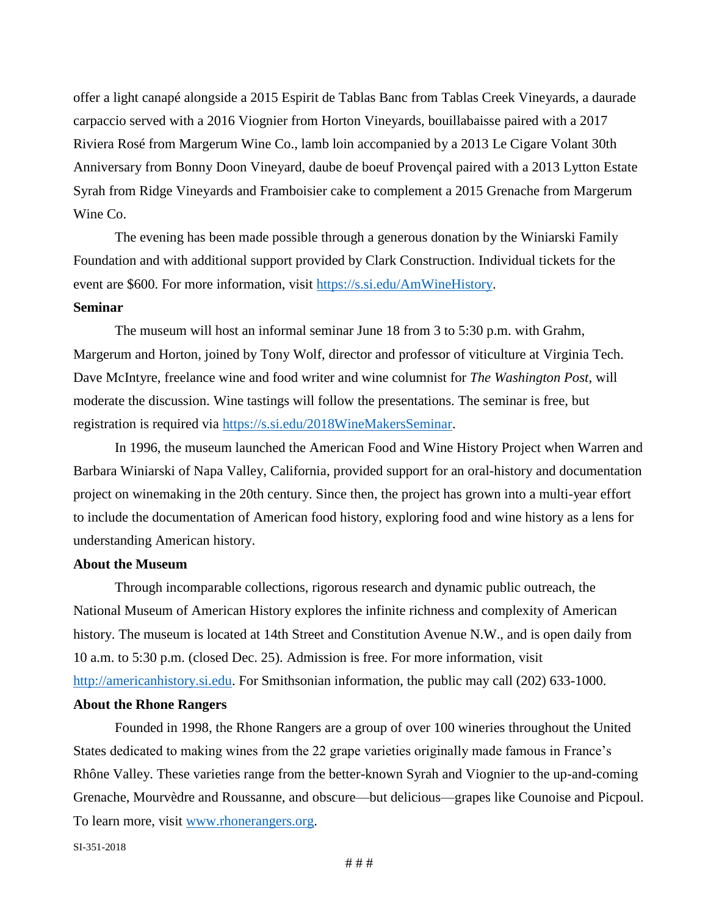offer a light canapé alongside a 2015 Espirit de Tablas Banc from Tablas Creek Vineyards, a daurade carpaccio served with a 2016 Viognier from Horton Vineyards, bouillabaisse paired with a 2017 Riviera Rosé from Margerum Wine Co., lamb loin accompanied by a 2013 Le Cigare Volant 30th Anniversary from Bonny Doon Vineyard, daube de boeuf Provençal paired with a 2013 Lytton Estate Syrah from Ridge Vineyards and Framboisier cake to complement a 2015 Grenache from Margerum Wine Co.

The evening has been made possible through a generous donation by the Winiarski Family Foundation and with additional support provided by Clark Construction. Individual tickets for the event are $600. For more information, visit https://s.si.edu/AmWineHistory.

**Seminar**

The museum will host an informal seminar June 18 from 3 to 5:30 p.m. with Grahm, Margerum and Horton, joined by Tony Wolf, director and professor of viticulture at Virginia Tech. Dave McIntyre, freelance wine and food writer and wine columnist for *The Washington Post*, will moderate the discussion. Wine tastings will follow the presentations. The seminar is free, but registration is required via https://s.si.edu/2018WineMakersSeminar.

In 1996, the museum launched the American Food and Wine History Project when Warren and Barbara Winiarski of Napa Valley, California, provided support for an oral-history and documentation project on winemaking in the 20th century. Since then, the project has grown into a multi-year effort to include the documentation of American food history, exploring food and wine history as a lens for understanding American history.

**About the Museum**

Through incomparable collections, rigorous research and dynamic public outreach, the National Museum of American History explores the infinite richness and complexity of American history. The museum is located at 14th Street and Constitution Avenue N.W., and is open daily from 10 a.m. to 5:30 p.m. (closed Dec. 25). Admission is free. For more information, visit http://americanhistory.si.edu. For Smithsonian information, the public may call (202) 633-1000.

**About the Rhone Rangers**

Founded in 1998, the Rhone Rangers are a group of over 100 wineries throughout the United States dedicated to making wines from the 22 grape varieties originally made famous in France's Rhône Valley. These varieties range from the better-known Syrah and Viognier to the up-and-coming Grenache, Mourvèdre and Roussanne, and obscure—but delicious—grapes like Counoise and Picpoul. To learn more, visit www.rhonerangers.org.

SI-351-2018

# # #